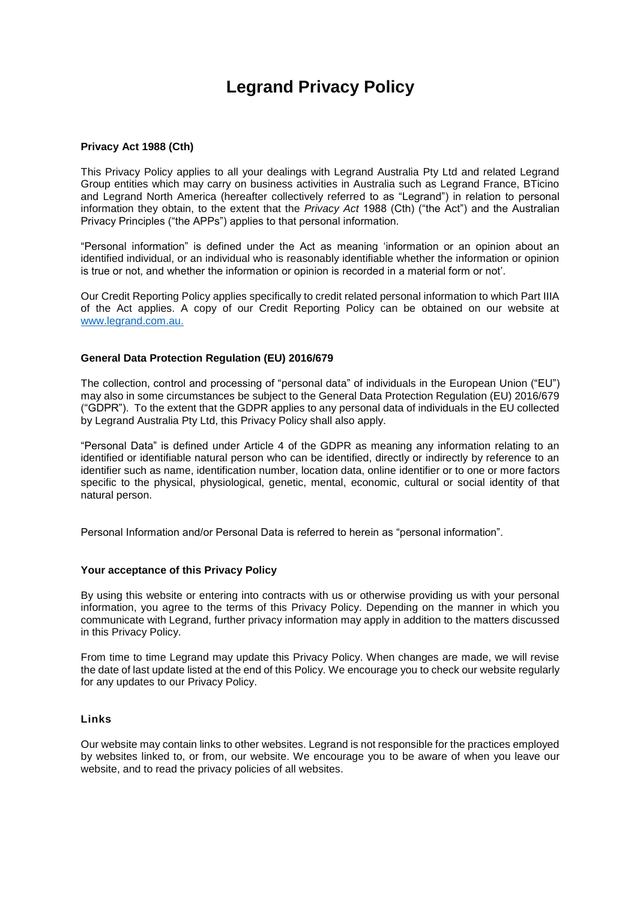# Legrand Privacy Policy

### Privacy Act 1988 (Cth)

This Privacy Policy applies to all your dealings with Legrand Australia Pty Ltd and related Legrand Group entities which may carry on business activities in Australia such as Legrand France, BTicino and Legrand North America (hereafter collectively referred to as "Legrand") in relation to personal information they obtain, to the extent that the *Privacy Act* 1988 (Cth) ("the Act") and the Australian Privacy Principles ("the APPs") applies to that personal information.

"Personal information" is defined under the Act as meaning 'information or an opinion about an identified individual, or an individual who is reasonably identifiable whether the information or opinion is true or not, and whether the information or opinion is recorded in a material form or not'.

Our Credit Reporting Policy applies specifically to credit related personal information to which Part IIIA of the Act applies. A copy of our Credit Reporting Policy can be obtained on our website at [www.legrand.com.au.](http://www.legrand.com.au)

### General Data Protection Regulation (EU) 2016/679

The collection, control and processing of "personal data" of individuals in the European Union ("EU") may also in some circumstances be subject to the General Data Protection Regulation (EU) 2016/679 ("GDPR"). To the extent that the GDPR applies to any personal data of individuals in the EU collected by Legrand Australia Pty Ltd, this Privacy Policy shall also apply.

"Personal Data" is defined under Article 4 of the GDPR as meaning any information relating to an identified or identifiable natural person who can be identified, directly or indirectly by reference to an identifier such as name, identification number, location data, online identifier or to one or more factors specific to the physical, physiological, genetic, mental, economic, cultural or social identity of that natural person.

Personal Information and/or Personal Data is referred to herein as "personal information".

### Your acceptance of this Privacy Policy

By using this website or entering into contracts with us or otherwise providing us with your personal information, you agree to the terms of this Privacy Policy. Depending on the manner in which you communicate with Legrand, further privacy information may apply in addition to the matters discussed in this Privacy Policy.

From time to time Legrand may update this Privacy Policy. When changes are made, we will revise the date of last update listed at the end of this Policy. We encourage you to check our website regularly for any updates to our Privacy Policy.

### Links

Our website may contain links to other websites. Legrand is not responsible for the practices employed by websites linked to, or from, our website. We encourage you to be aware of when you leave our website, and to read the privacy policies of all websites.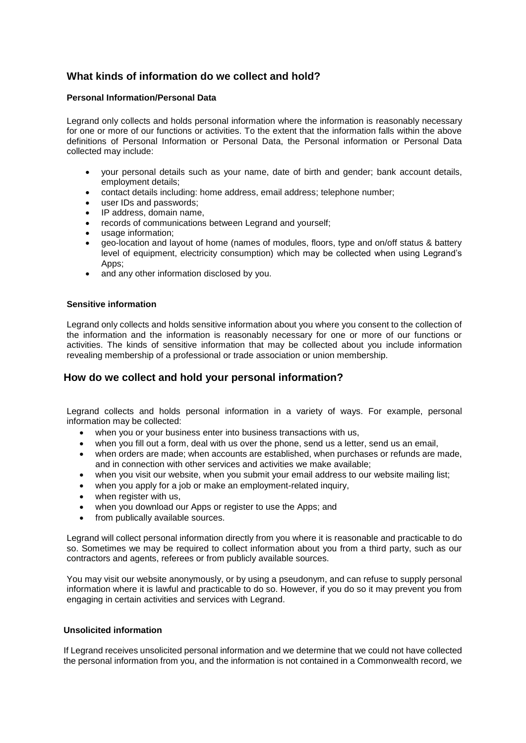## What kinds of information do we collect and hold?

### Personal Information/Personal Data

Legrand only collects and holds personal information where the information is reasonably necessary for one or more of our functions or activities. To the extent that the information falls within the above definitions of Personal Information or Personal Data, the Personal information or Personal Data collected may include:

- your personal details such as your name, date of birth and gender; bank account details, employment details;
- contact details including: home address, email address; telephone number;
- user IDs and passwords;
- IP address, domain name,
- records of communications between Legrand and yourself;
- usage information;
- geo-location and layout of home (names of modules, floors, type and on/off status & battery level of equipment, electricity consumption) which may be collected when using Legrand's Apps;
- and any other information disclosed by you.

### Sensitive information

Legrand only collects and holds sensitive information about you where you consent to the collection of the information and the information is reasonably necessary for one or more of our functions or activities. The kinds of sensitive information that may be collected about you include information revealing membership of a professional or trade association or union membership.

## How do we collect and hold your personal information?

Legrand collects and holds personal information in a variety of ways. For example, personal information may be collected:

- when you or your business enter into business transactions with us,
- when you fill out a form, deal with us over the phone, send us a letter, send us an email,
- when orders are made; when accounts are established, when purchases or refunds are made, and in connection with other services and activities we make available;
- when you visit our website, when you submit your email address to our website mailing list;
- when you apply for a job or make an employment-related inquiry,
- when register with us,
- when you download our Apps or register to use the Apps; and
- from publically available sources.

Legrand will collect personal information directly from you where it is reasonable and practicable to do so. Sometimes we may be required to collect information about you from a third party, such as our contractors and agents, referees or from publicly available sources.

You may visit our website anonymously, or by using a pseudonym, and can refuse to supply personal information where it is lawful and practicable to do so. However, if you do so it may prevent you from engaging in certain activities and services with Legrand.

### Unsolicited information

If Legrand receives unsolicited personal information and we determine that we could not have collected the personal information from you, and the information is not contained in a Commonwealth record, we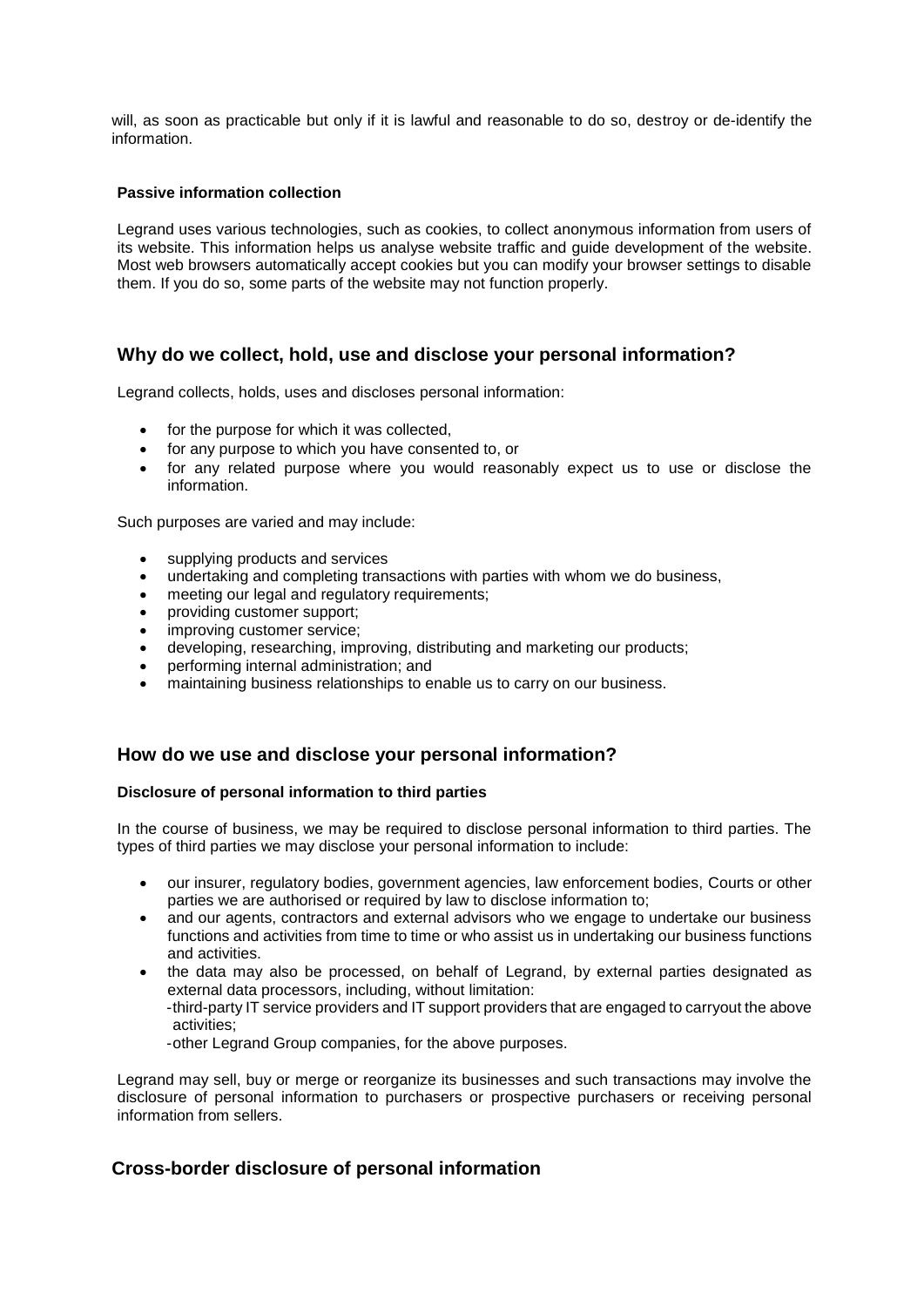will, as soon as practicable but only if it is lawful and reasonable to do so, destroy or de-identify the information.

**Passive information collection**

Legrand uses various technologies, such as cookies, to collect anonymous information from users of its website. This information helps us analyse website traffic and guide development of the website. Most web browsers automatically accept cookies but you can modify your browser settings to disable them. If you do so, some parts of the website may not function properly.

## Why do we collect, hold, use and disclose your personal information?

Legrand collects, holds, uses and discloses personal information:

- for the purpose for which it was collected,
- for any purpose to which you have consented to, or
- for any related purpose where you would reasonably expect us to use or disclose the information.

Such purposes are varied and may include:

- supplying products and services
- undertaking and completing transactions with parties with whom we do business,
- meeting our legal and regulatory requirements;
- providing customer support;
- improving customer service;
- developing, researching, improving, distributing and marketing our products;
- performing internal administration; and
- maintaining business relationships to enable us to carry on our business.

## How do we use and disclose your personal information?

**Disclosure of personal information to third parties**

In the course of business, we may be required to disclose personal information to third parties. The types of third parties we may disclose your personal information to include:

- our insurer, regulatory bodies, government agencies, law enforcement bodies, Courts or other parties we are authorised or required by law to disclose information to;
- and our agents, contractors and external advisors who we engage to undertake our business functions and activities from time to time or who assist us in undertaking our business functions and activities.
- the data may also be processed, on behalf of Legrand, by external parties designated as external data processors, including, without limitation:
  - third-party IT service providers and IT support providers that are engaged to carryout the above activities;
  - other Legrand Group companies, for the above purposes.

Legrand may sell, buy or merge or reorganize its businesses and such transactions may involve the disclosure of personal information to purchasers or prospective purchasers or receiving personal information from sellers.

## Cross-border disclosure of personal information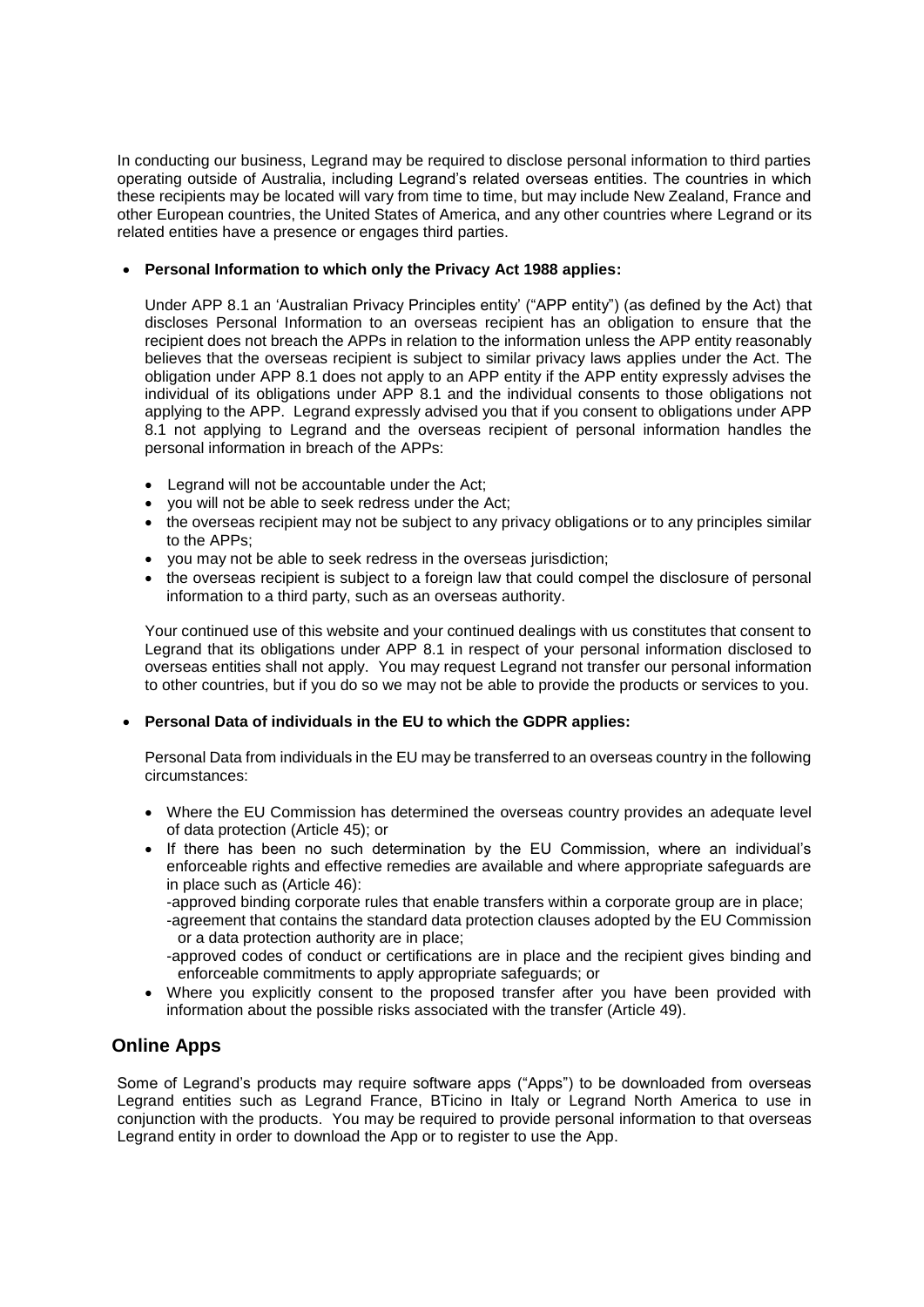In conducting our business, Legrand may be required to disclose personal information to third parties operating outside of Australia, including Legrand's related overseas entities. The countries in which these recipients may be located will vary from time to time, but may include New Zealand, France and other European countries, the United States of America, and any other countries where Legrand or its related entities have a presence or engages third parties.

- **Personal Information to which only the Privacy Act 1988 applies:**

  Under APP 8.1 an 'Australian Privacy Principles entity' ("APP entity") (as defined by the Act) that discloses Personal Information to an overseas recipient has an obligation to ensure that the recipient does not breach the APPs in relation to the information unless the APP entity reasonably believes that the overseas recipient is subject to similar privacy laws applies under the Act. The obligation under APP 8.1 does not apply to an APP entity if the APP entity expressly advises the individual of its obligations under APP 8.1 and the individual consents to those obligations not applying to the APP. Legrand expressly advised you that if you consent to obligations under APP 8.1 not applying to Legrand and the overseas recipient of personal information handles the personal information in breach of the APPs:

  - Legrand will not be accountable under the Act;
  - you will not be able to seek redress under the Act;
  - the overseas recipient may not be subject to any privacy obligations or to any principles similar to the APPs;
  - you may not be able to seek redress in the overseas jurisdiction;
  - the overseas recipient is subject to a foreign law that could compel the disclosure of personal information to a third party, such as an overseas authority.

  Your continued use of this website and your continued dealings with us constitutes that consent to Legrand that its obligations under APP 8.1 in respect of your personal information disclosed to overseas entities shall not apply. You may request Legrand not transfer our personal information to other countries, but if you do so we may not be able to provide the products or services to you.

- **Personal Data of individuals in the EU to which the GDPR applies:**

  Personal Data from individuals in the EU may be transferred to an overseas country in the following circumstances:

  - Where the EU Commission has determined the overseas country provides an adequate level of data protection (Article 45); or
  - If there has been no such determination by the EU Commission, where an individual's enforceable rights and effective remedies are available and where appropriate safeguards are in place such as (Article 46):
    -approved binding corporate rules that enable transfers within a corporate group are in place;
    -agreement that contains the standard data protection clauses adopted by the EU Commission or a data protection authority are in place;
    -approved codes of conduct or certifications are in place and the recipient gives binding and enforceable commitments to apply appropriate safeguards; or
  - Where you explicitly consent to the proposed transfer after you have been provided with information about the possible risks associated with the transfer (Article 49).

## Online Apps

Some of Legrand's products may require software apps ("Apps") to be downloaded from overseas Legrand entities such as Legrand France, BTicino in Italy or Legrand North America to use in conjunction with the products. You may be required to provide personal information to that overseas Legrand entity in order to download the App or to register to use the App.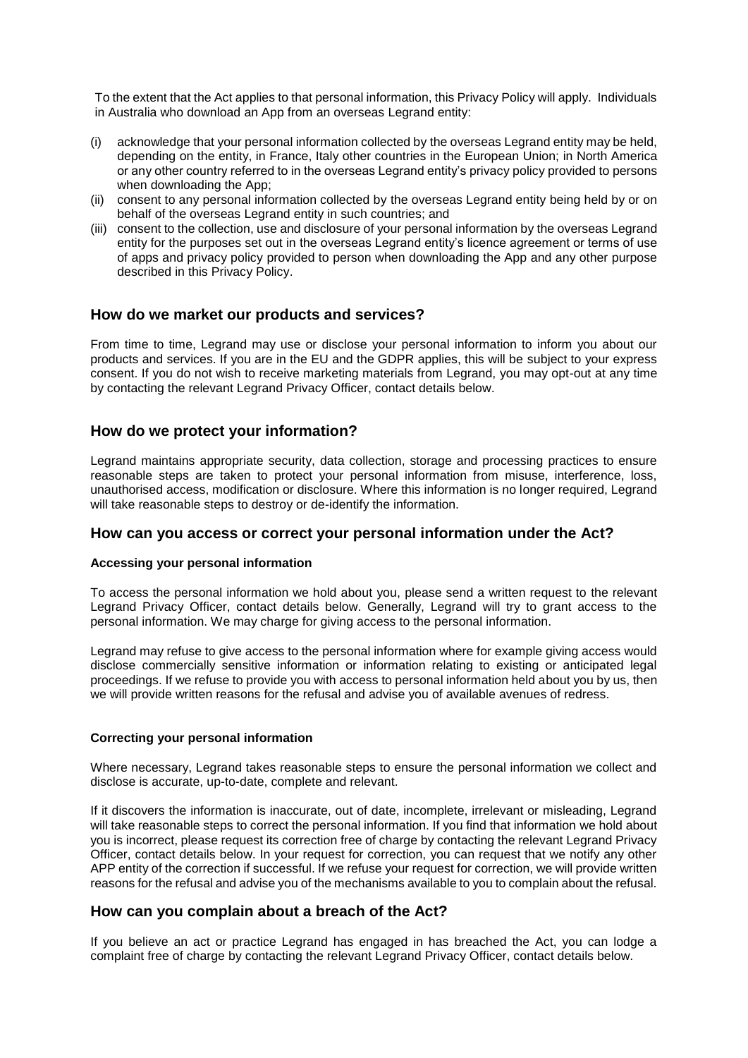To the extent that the Act applies to that personal information, this Privacy Policy will apply. Individuals in Australia who download an App from an overseas Legrand entity:

(i) acknowledge that your personal information collected by the overseas Legrand entity may be held, depending on the entity, in France, Italy other countries in the European Union; in North America or any other country referred to in the overseas Legrand entity's privacy policy provided to persons when downloading the App;
(ii) consent to any personal information collected by the overseas Legrand entity being held by or on behalf of the overseas Legrand entity in such countries; and
(iii) consent to the collection, use and disclosure of your personal information by the overseas Legrand entity for the purposes set out in the overseas Legrand entity's licence agreement or terms of use of apps and privacy policy provided to person when downloading the App and any other purpose described in this Privacy Policy.

## How do we market our products and services?

From time to time, Legrand may use or disclose your personal information to inform you about our products and services. If you are in the EU and the GDPR applies, this will be subject to your express consent. If you do not wish to receive marketing materials from Legrand, you may opt-out at any time by contacting the relevant Legrand Privacy Officer, contact details below.

## How do we protect your information?

Legrand maintains appropriate security, data collection, storage and processing practices to ensure reasonable steps are taken to protect your personal information from misuse, interference, loss, unauthorised access, modification or disclosure. Where this information is no longer required, Legrand will take reasonable steps to destroy or de-identify the information.

## How can you access or correct your personal information under the Act?

#### Accessing your personal information

To access the personal information we hold about you, please send a written request to the relevant Legrand Privacy Officer, contact details below. Generally, Legrand will try to grant access to the personal information. We may charge for giving access to the personal information.

Legrand may refuse to give access to the personal information where for example giving access would disclose commercially sensitive information or information relating to existing or anticipated legal proceedings. If we refuse to provide you with access to personal information held about you by us, then we will provide written reasons for the refusal and advise you of available avenues of redress.

#### Correcting your personal information

Where necessary, Legrand takes reasonable steps to ensure the personal information we collect and disclose is accurate, up-to-date, complete and relevant.

If it discovers the information is inaccurate, out of date, incomplete, irrelevant or misleading, Legrand will take reasonable steps to correct the personal information. If you find that information we hold about you is incorrect, please request its correction free of charge by contacting the relevant Legrand Privacy Officer, contact details below. In your request for correction, you can request that we notify any other APP entity of the correction if successful. If we refuse your request for correction, we will provide written reasons for the refusal and advise you of the mechanisms available to you to complain about the refusal.

## How can you complain about a breach of the Act?

If you believe an act or practice Legrand has engaged in has breached the Act, you can lodge a complaint free of charge by contacting the relevant Legrand Privacy Officer, contact details below.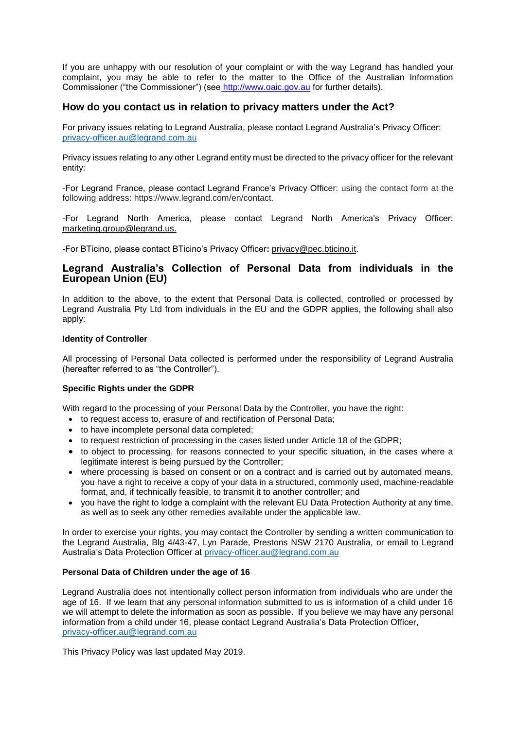If you are unhappy with our resolution of your complaint or with the way Legrand has handled your complaint, you may be able to refer to the matter to the Office of the Australian Information Commissioner ("the Commissioner") (see http://www.oaic.gov.au for further details).

## How do you contact us in relation to privacy matters under the Act?

For privacy issues relating to Legrand Australia, please contact Legrand Australia's Privacy Officer: privacy-officer.au@legrand.com.au

Privacy issues relating to any other Legrand entity must be directed to the privacy officer for the relevant entity:

-For Legrand France, please contact Legrand France's Privacy Officer: using the contact form at the following address: https://www.legrand.com/en/contact.

-For Legrand North America, please contact Legrand North America's Privacy Officer: marketing.group@legrand.us.

-For BTicino, please contact BTicino's Privacy Officer**:** privacy@pec.bticino.it.

## Legrand Australia's Collection of Personal Data from individuals in the European Union (EU)

In addition to the above, to the extent that Personal Data is collected, controlled or processed by Legrand Australia Pty Ltd from individuals in the EU and the GDPR applies, the following shall also apply:

**Identity of Controller**

All processing of Personal Data collected is performed under the responsibility of Legrand Australia (hereafter referred to as "the Controller").

**Specific Rights under the GDPR**

With regard to the processing of your Personal Data by the Controller, you have the right:

- to request access to, erasure of and rectification of Personal Data;
- to have incomplete personal data completed;
- to request restriction of processing in the cases listed under Article 18 of the GDPR;
- to object to processing, for reasons connected to your specific situation, in the cases where a legitimate interest is being pursued by the Controller;
- where processing is based on consent or on a contract and is carried out by automated means, you have a right to receive a copy of your data in a structured, commonly used, machine-readable format, and, if technically feasible, to transmit it to another controller; and
- you have the right to lodge a complaint with the relevant EU Data Protection Authority at any time, as well as to seek any other remedies available under the applicable law.

In order to exercise your rights, you may contact the Controller by sending a written communication to the Legrand Australia, Blg 4/43-47, Lyn Parade, Prestons NSW 2170 Australia, or email to Legrand Australia's Data Protection Officer at privacy-officer.au@legrand.com.au

**Personal Data of Children under the age of 16**

Legrand Australia does not intentionally collect person information from individuals who are under the age of 16. If we learn that any personal information submitted to us is information of a child under 16 we will attempt to delete the information as soon as possible. If you believe we may have any personal information from a child under 16, please contact Legrand Australia's Data Protection Officer, privacy-officer.au@legrand.com.au

This Privacy Policy was last updated May 2019.